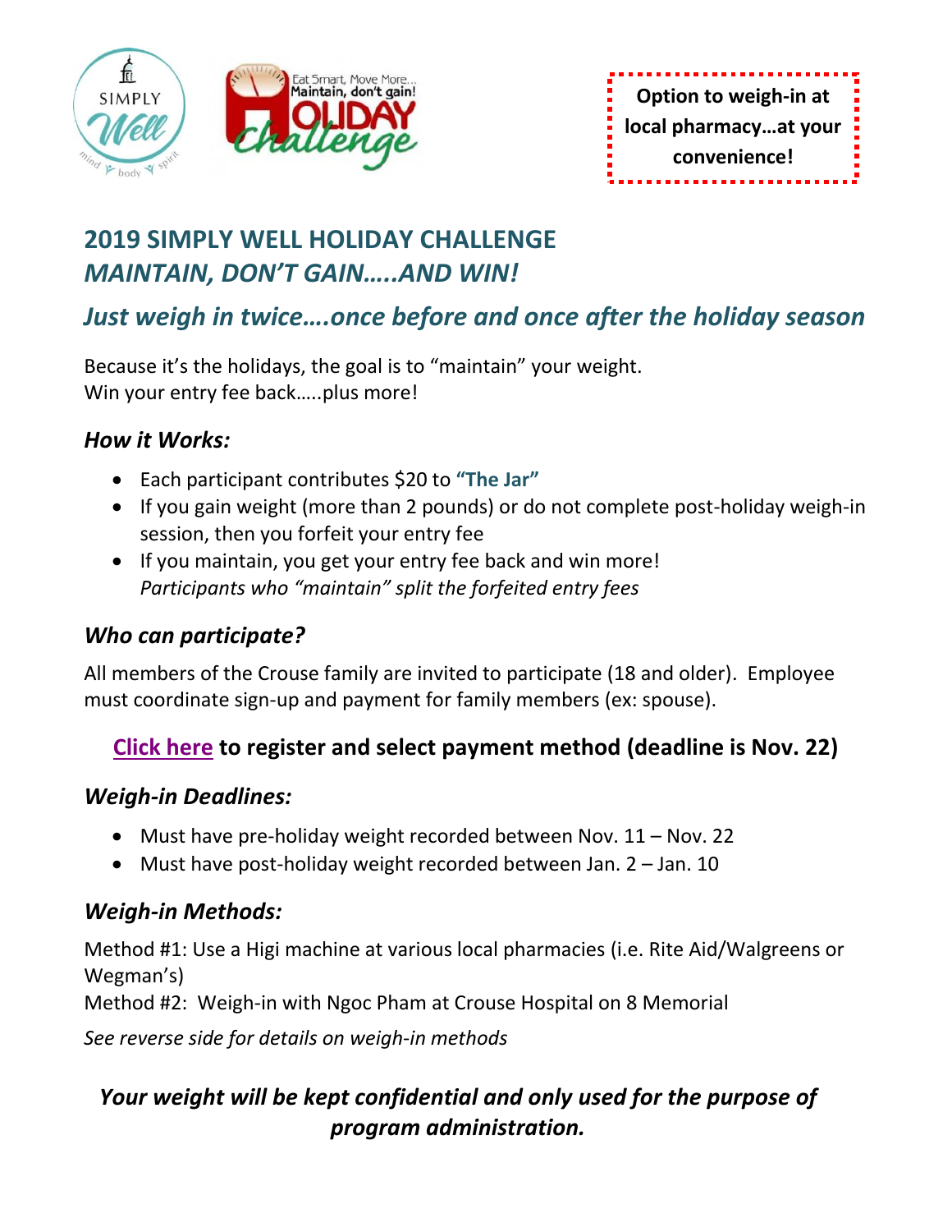**Option to weigh-in at local pharmacy…at your convenience!**

## 2019 SIMPLY WELL HOLIDAY CHALLENGE
## *MAINTAIN, DON'T GAIN…..AND WIN!*

### *Just weigh in twice….once before and once after the holiday season*

Because it's the holidays, the goal is to "maintain" your weight.
Win your entry fee back…..plus more!

### *How it Works:*

- Each participant contributes $20 to **"The Jar"**
- If you gain weight (more than 2 pounds) or do not complete post-holiday weigh-in session, then you forfeit your entry fee
- If you maintain, you get your entry fee back and win more!
  *Participants who "maintain" split the forfeited entry fees*

### *Who can participate?*

All members of the Crouse family are invited to participate (18 and older). Employee must coordinate sign-up and payment for family members (ex: spouse).

**Click here to register and select payment method (deadline is Nov. 22)**

### *Weigh-in Deadlines:*

- Must have pre-holiday weight recorded between Nov. 11 – Nov. 22
- Must have post-holiday weight recorded between Jan. 2 – Jan. 10

### *Weigh-in Methods:*

Method #1: Use a Higi machine at various local pharmacies (i.e. Rite Aid/Walgreens or Wegman's)
Method #2: Weigh-in with Ngoc Pham at Crouse Hospital on 8 Memorial

*See reverse side for details on weigh-in methods*

***Your weight will be kept confidential and only used for the purpose of program administration.***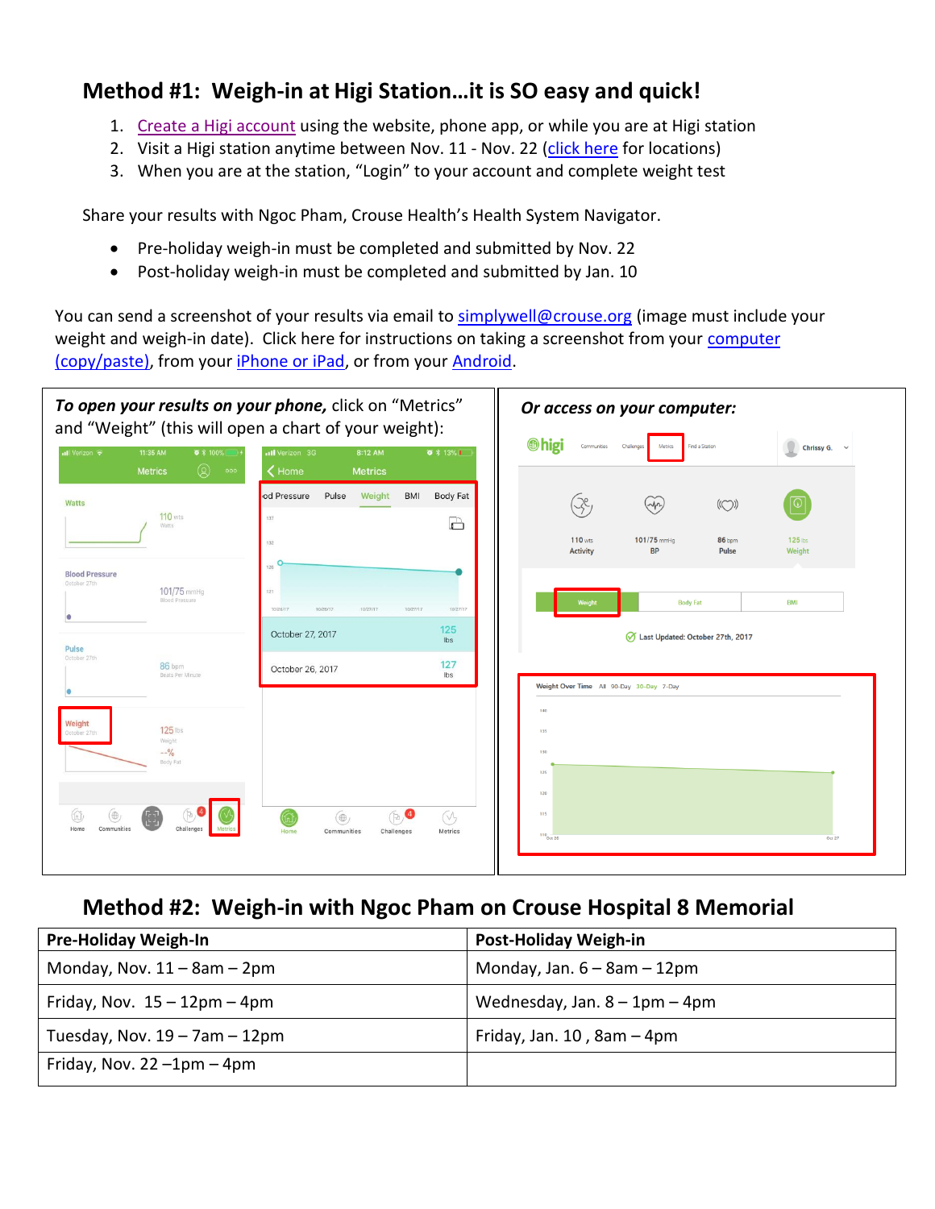## Method #1: Weigh-in at Higi Station…it is SO easy and quick!

1. Create a Higi account using the website, phone app, or while you are at Higi station
2. Visit a Higi station anytime between Nov. 11 - Nov. 22 (click here for locations)
3. When you are at the station, "Login" to your account and complete weight test

Share your results with Ngoc Pham, Crouse Health's Health System Navigator.

- Pre-holiday weigh-in must be completed and submitted by Nov. 22
- Post-holiday weigh-in must be completed and submitted by Jan. 10

You can send a screenshot of your results via email to simplywell@crouse.org (image must include your weight and weigh-in date). Click here for instructions on taking a screenshot from your computer (copy/paste), from your iPhone or iPad, or from your Android.

***To open your results on your phone,*** click on "Metrics" and "Weight" (this will open a chart of your weight):

***Or access on your computer:***

## Method #2: Weigh-in with Ngoc Pham on Crouse Hospital 8 Memorial

| Pre-Holiday Weigh-In | Post-Holiday Weigh-in |
|---|---|
| Monday, Nov. 11 – 8am – 2pm | Monday, Jan. 6 – 8am – 12pm |
| Friday, Nov. 15 – 12pm – 4pm | Wednesday, Jan. 8 – 1pm – 4pm |
| Tuesday, Nov. 19 – 7am – 12pm | Friday, Jan. 10 , 8am – 4pm |
| Friday, Nov. 22 –1pm – 4pm | |